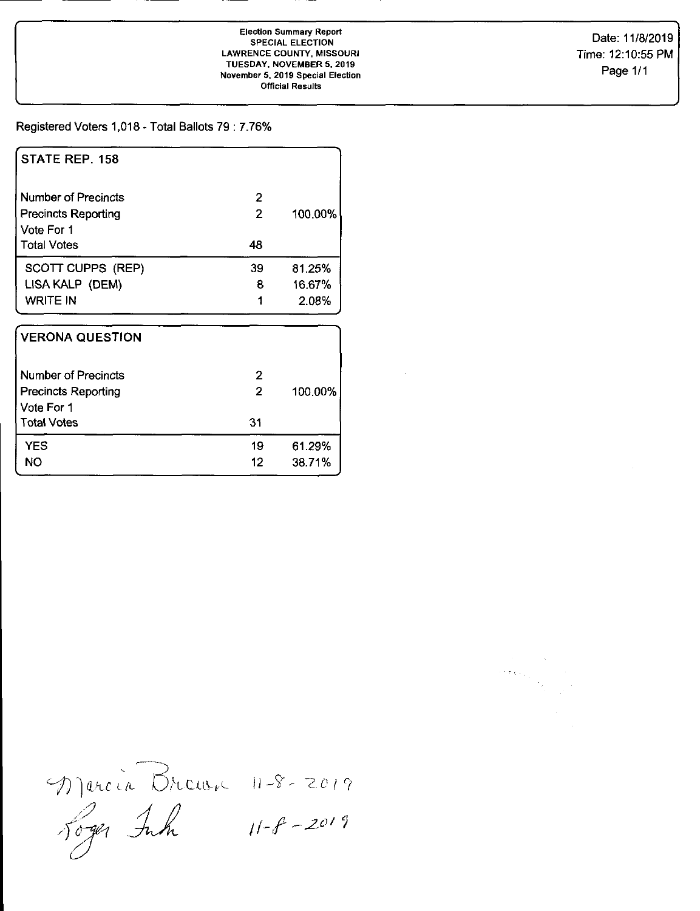**Election Summary Report**
**SPECIAL ELECTION**
**LAWRENCE COUNTY, MISSOURI**
**TUESDAY, NOVEMBER 5, 2019**
**November 5, 2019 Special Election**
**Official Results**

Date: 11/8/2019
Time: 12:10:55 PM

Registered Voters 1,018 - Total Ballots 79 : 7.76%

## STATE REP. 158

| | | |
|---|---|---|
| Number of Precincts | 2 | |
| Precincts Reporting | 2 | 100.00% |
| Vote For 1 | | |
| Total Votes | 48 | |
| SCOTT CUPPS (REP) | 39 | 81.25% |
| LISA KALP (DEM) | 8 | 16.67% |
| WRITE IN | 1 | 2.08% |

## VERONA QUESTION

| | | |
|---|---|---|
| Number of Precincts | 2 | |
| Precincts Reporting | 2 | 100.00% |
| Vote For 1 | | |
| Total Votes | 31 | |
| YES | 19 | 61.29% |
| NO | 12 | 38.71% |

Marcia Brown 11-8-2019
Roger Fuhr 11-8-2019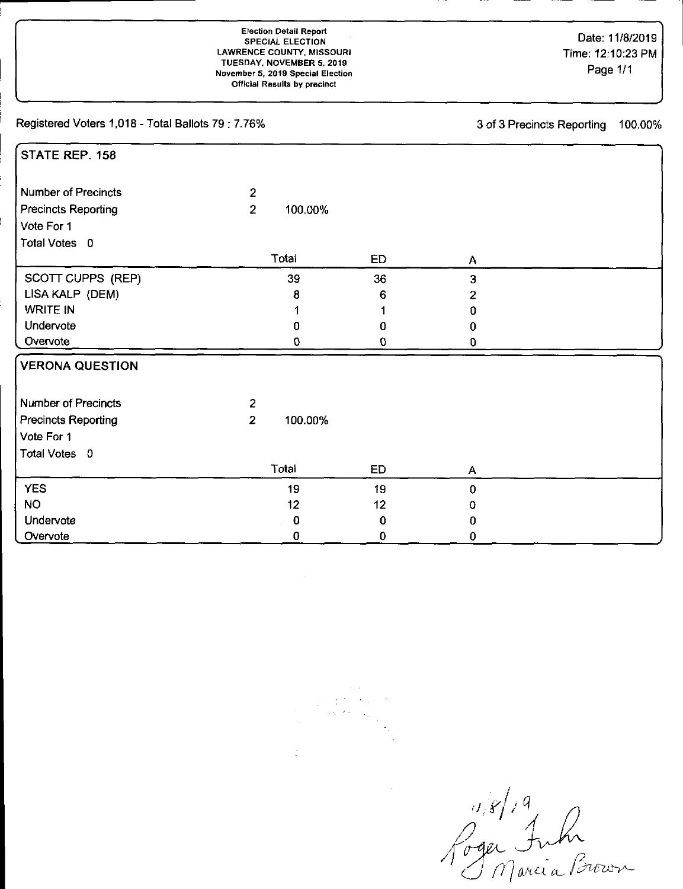Election Detail Report
SPECIAL ELECTION
LAWRENCE COUNTY, MISSOURI
TUESDAY, NOVEMBER 5, 2019
November 5, 2019 Special Election
Official Results by precinct

Date: 11/8/2019
Time: 12:10:23 PM
Page 1/1

Registered Voters 1,018 - Total Ballots 79 : 7.76%

3 of 3 Precincts Reporting 100.00%

## STATE REP. 158

Number of Precincts 2
Precincts Reporting 2 100.00%
Vote For 1
Total Votes 0

| | Total | ED | A |
|---|---|---|---|
| SCOTT CUPPS (REP) | 39 | 36 | 3 |
| LISA KALP (DEM) | 8 | 6 | 2 |
| WRITE IN | 1 | 1 | 0 |
| Undervote | 0 | 0 | 0 |
| Overvote | 0 | 0 | 0 |

## VERONA QUESTION

Number of Precincts 2
Precincts Reporting 2 100.00%
Vote For 1
Total Votes 0

| | Total | ED | A |
|---|---|---|---|
| YES | 19 | 19 | 0 |
| NO | 12 | 12 | 0 |
| Undervote | 0 | 0 | 0 |
| Overvote | 0 | 0 | 0 |

11/8/19
Roger Fuhr
Marcia Brown